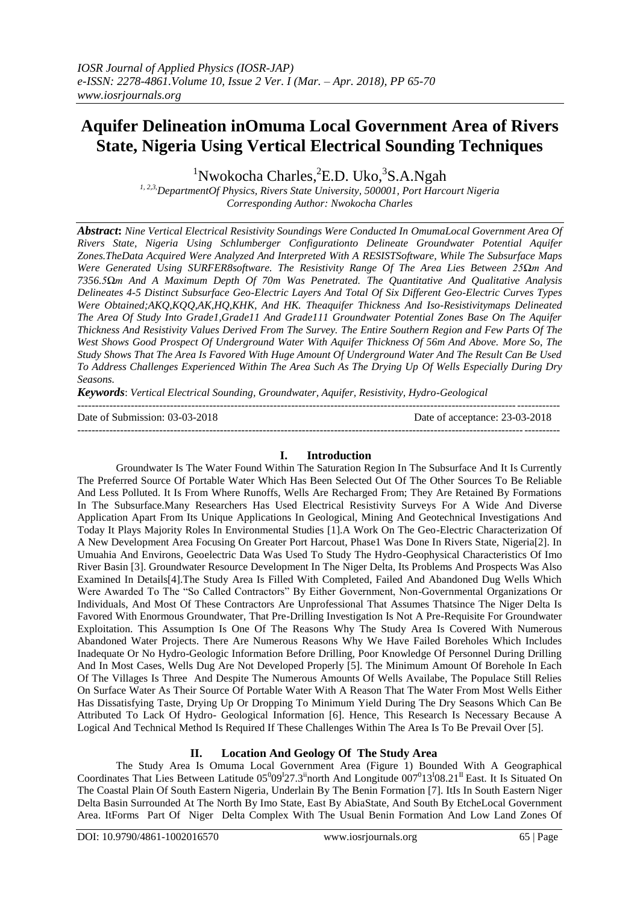# Aquifer Delineation inOmuma Local Government Area of Rivers State, Nigeria Using Vertical Electrical Sounding Techniques

[1]Nwokocha Charles, [2]E.D. Uko, [3]S.A.Ngah

*[1, 2,3,]DepartmentOf Physics, Rivers State University, 500001, Port Harcourt Nigeria*
*Corresponding Author: Nwokocha Charles*

***Abstract*:** *Nine Vertical Electrical Resistivity Soundings Were Conducted In OmumaLocal Government Area Of Rivers State, Nigeria Using Schlumberger Configurationto Delineate Groundwater Potential Aquifer Zones.TheData Acquired Were Analyzed And Interpreted With A RESISTSoftware, While The Subsurface Maps Were Generated Using SURFER8software. The Resistivity Range Of The Area Lies Between 25Ωm And 7356.5Ωm And A Maximum Depth Of 70m Was Penetrated. The Quantitative And Qualitative Analysis Delineates 4-5 Distinct Subsurface Geo-Electric Layers And Total Of Six Different Geo-Electric Curves Types Were Obtained;AKQ,KQQ,AK,HQ,KHK, And HK. Theaquifer Thickness And Iso-Resistivitymaps Delineated The Area Of Study Into Grade1,Grade11 And Grade111 Groundwater Potential Zones Base On The Aquifer Thickness And Resistivity Values Derived From The Survey. The Entire Southern Region and Few Parts Of The West Shows Good Prospect Of Underground Water With Aquifer Thickness Of 56m And Above. More So, The Study Shows That The Area Is Favored With Huge Amount Of Underground Water And The Result Can Be Used To Address Challenges Experienced Within The Area Such As The Drying Up Of Wells Especially During Dry Seasons.*

***Keywords***: *Vertical Electrical Sounding, Groundwater, Aquifer, Resistivity, Hydro-Geological*

---

Date of Submission: 03-03-2018 Date of acceptance: 23-03-2018

---

## I. Introduction

Groundwater Is The Water Found Within The Saturation Region In The Subsurface And It Is Currently The Preferred Source Of Portable Water Which Has Been Selected Out Of The Other Sources To Be Reliable And Less Polluted. It Is From Where Runoffs, Wells Are Recharged From; They Are Retained By Formations In The Subsurface.Many Researchers Has Used Electrical Resistivity Surveys For A Wide And Diverse Application Apart From Its Unique Applications In Geological, Mining And Geotechnical Investigations And Today It Plays Majority Roles In Environmental Studies [1].A Work On The Geo-Electric Characterization Of A New Development Area Focusing On Greater Port Harcourt, Phase1 Was Done In Rivers State, Nigeria[2]. In Umuahia And Environs, Geoelectric Data Was Used To Study The Hydro-Geophysical Characteristics Of Imo River Basin [3]. Groundwater Resource Development In The Niger Delta, Its Problems And Prospects Was Also Examined In Details[4].The Study Area Is Filled With Completed, Failed And Abandoned Dug Wells Which Were Awarded To The "So Called Contractors" By Either Government, Non-Governmental Organizations Or Individuals, And Most Of These Contractors Are Unprofessional That Assumes Thatsince The Niger Delta Is Favored With Enormous Groundwater, That Pre-Drilling Investigation Is Not A Pre-Requisite For Groundwater Exploitation. This Assumption Is One Of The Reasons Why The Study Area Is Covered With Numerous Abandoned Water Projects. There Are Numerous Reasons Why We Have Failed Boreholes Which Includes Inadequate Or No Hydro-Geologic Information Before Drilling, Poor Knowledge Of Personnel During Drilling And In Most Cases, Wells Dug Are Not Developed Properly [5]. The Minimum Amount Of Borehole In Each Of The Villages Is Three And Despite The Numerous Amounts Of Wells Availabe, The Populace Still Relies On Surface Water As Their Source Of Portable Water With A Reason That The Water From Most Wells Either Has Dissatisfying Taste, Drying Up Or Dropping To Minimum Yield During The Dry Seasons Which Can Be Attributed To Lack Of Hydro- Geological Information [6]. Hence, This Research Is Necessary Because A Logical And Technical Method Is Required If These Challenges Within The Area Is To Be Prevail Over [5].

## II. Location And Geology Of The Study Area

The Study Area Is Omuma Local Government Area (Figure 1) Bounded With A Geographical Coordinates That Lies Between Latitude $05^{0}09^{I}27.3^{ii}$north And Longitude $007^{0}13^{I}08.21^{II}$ East. It Is Situated On The Coastal Plain Of South Eastern Nigeria, Underlain By The Benin Formation [7]. ItIs In South Eastern Niger Delta Basin Surrounded At The North By Imo State, East By AbiaState, And South By EtcheLocal Government Area. ItForms Part Of Niger Delta Complex With The Usual Benin Formation And Low Land Zones Of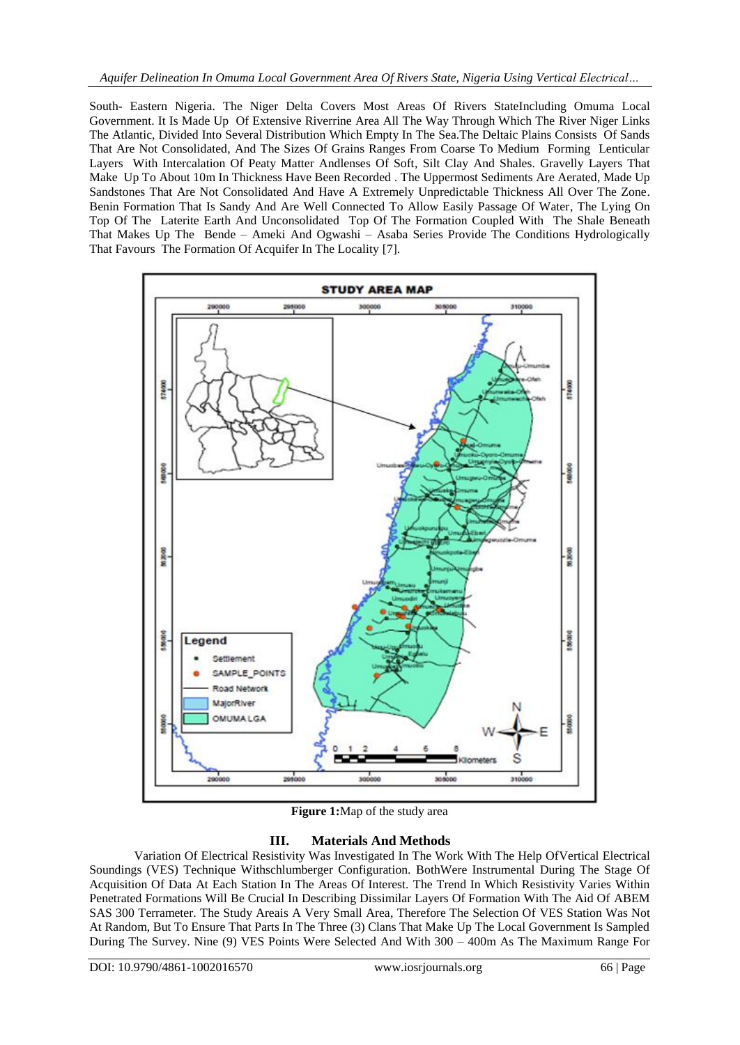South- Eastern Nigeria. The Niger Delta Covers Most Areas Of Rivers StateIncluding Omuma Local Government. It Is Made Up Of Extensive Riverrine Area All The Way Through Which The River Niger Links The Atlantic, Divided Into Several Distribution Which Empty In The Sea.The Deltaic Plains Consists Of Sands That Are Not Consolidated, And The Sizes Of Grains Ranges From Coarse To Medium Forming Lenticular Layers With Intercalation Of Peaty Matter Andlenses Of Soft, Silt Clay And Shales. Gravelly Layers That Make Up To About 10m In Thickness Have Been Recorded . The Uppermost Sediments Are Aerated, Made Up Sandstones That Are Not Consolidated And Have A Extremely Unpredictable Thickness All Over The Zone. Benin Formation That Is Sandy And Are Well Connected To Allow Easily Passage Of Water, The Lying On Top Of The Laterite Earth And Unconsolidated Top Of The Formation Coupled With The Shale Beneath That Makes Up The Bende – Ameki And Ogwashi – Asaba Series Provide The Conditions Hydrologically That Favours The Formation Of Acquifer In The Locality [7].

**Figure 1:**Map of the study area

## III. Materials And Methods

Variation Of Electrical Resistivity Was Investigated In The Work With The Help OfVertical Electrical Soundings (VES) Technique Withschlumberger Configuration. BothWere Instrumental During The Stage Of Acquisition Of Data At Each Station In The Areas Of Interest. The Trend In Which Resistivity Varies Within Penetrated Formations Will Be Crucial In Describing Dissimilar Layers Of Formation With The Aid Of ABEM SAS 300 Terrameter. The Study Areais A Very Small Area, Therefore The Selection Of VES Station Was Not At Random, But To Ensure That Parts In The Three (3) Clans That Make Up The Local Government Is Sampled During The Survey. Nine (9) VES Points Were Selected And With 300 – 400m As The Maximum Range For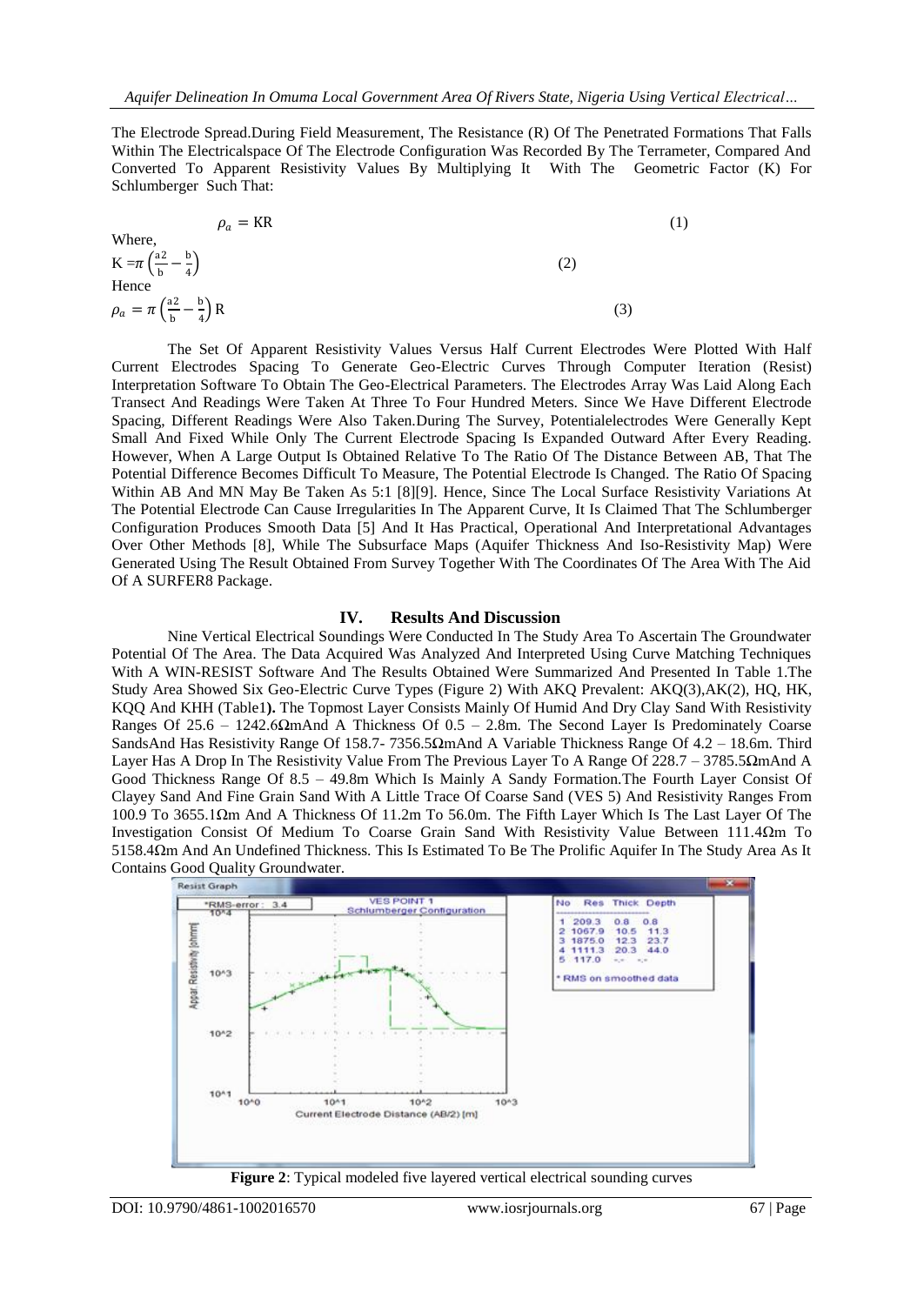The Electrode Spread.During Field Measurement, The Resistance (R) Of The Penetrated Formations That Falls Within The Electricalspace Of The Electrode Configuration Was Recorded By The Terrameter, Compared And Converted To Apparent Resistivity Values By Multiplying It With The Geometric Factor (K) For Schlumberger Such That:

$$\rho_a = KR \tag{1}$$

Where,

$$K = \pi\left(\frac{a2}{b} - \frac{b}{4}\right) \tag{2}$$

Hence

$$\rho_a = \pi\left(\frac{a2}{b} - \frac{b}{4}\right)R \tag{3}$$

The Set Of Apparent Resistivity Values Versus Half Current Electrodes Were Plotted With Half Current Electrodes Spacing To Generate Geo-Electric Curves Through Computer Iteration (Resist) Interpretation Software To Obtain The Geo-Electrical Parameters. The Electrodes Array Was Laid Along Each Transect And Readings Were Taken At Three To Four Hundred Meters. Since We Have Different Electrode Spacing, Different Readings Were Also Taken.During The Survey, Potentialelectrodes Were Generally Kept Small And Fixed While Only The Current Electrode Spacing Is Expanded Outward After Every Reading. However, When A Large Output Is Obtained Relative To The Ratio Of The Distance Between AB, That The Potential Difference Becomes Difficult To Measure, The Potential Electrode Is Changed. The Ratio Of Spacing Within AB And MN May Be Taken As 5:1 [8][9]. Hence, Since The Local Surface Resistivity Variations At The Potential Electrode Can Cause Irregularities In The Apparent Curve, It Is Claimed That The Schlumberger Configuration Produces Smooth Data [5] And It Has Practical, Operational And Interpretational Advantages Over Other Methods [8], While The Subsurface Maps (Aquifer Thickness And Iso-Resistivity Map) Were Generated Using The Result Obtained From Survey Together With The Coordinates Of The Area With The Aid Of A SURFER8 Package.

## IV. Results And Discussion

Nine Vertical Electrical Soundings Were Conducted In The Study Area To Ascertain The Groundwater Potential Of The Area. The Data Acquired Was Analyzed And Interpreted Using Curve Matching Techniques With A WIN-RESIST Software And The Results Obtained Were Summarized And Presented In Table 1.The Study Area Showed Six Geo-Electric Curve Types (Figure 2) With AKQ Prevalent: AKQ(3),AK(2), HQ, HK, KQQ And KHH (Table1**)**. The Topmost Layer Consists Mainly Of Humid And Dry Clay Sand With Resistivity Ranges Of 25.6 – 1242.6ΩmAnd A Thickness Of 0.5 – 2.8m. The Second Layer Is Predominately Coarse SandsAnd Has Resistivity Range Of 158.7- 7356.5ΩmAnd A Variable Thickness Range Of 4.2 – 18.6m. Third Layer Has A Drop In The Resistivity Value From The Previous Layer To A Range Of 228.7 – 3785.5ΩmAnd A Good Thickness Range Of 8.5 – 49.8m Which Is Mainly A Sandy Formation.The Fourth Layer Consist Of Clayey Sand And Fine Grain Sand With A Little Trace Of Coarse Sand (VES 5) And Resistivity Ranges From 100.9 To 3655.1Ωm And A Thickness Of 11.2m To 56.0m. The Fifth Layer Which Is The Last Layer Of The Investigation Consist Of Medium To Coarse Grain Sand With Resistivity Value Between 111.4Ωm To 5158.4Ωm And An Undefined Thickness. This Is Estimated To Be The Prolific Aquifer In The Study Area As It Contains Good Quality Groundwater.

**Figure 2**: Typical modeled five layered vertical electrical sounding curves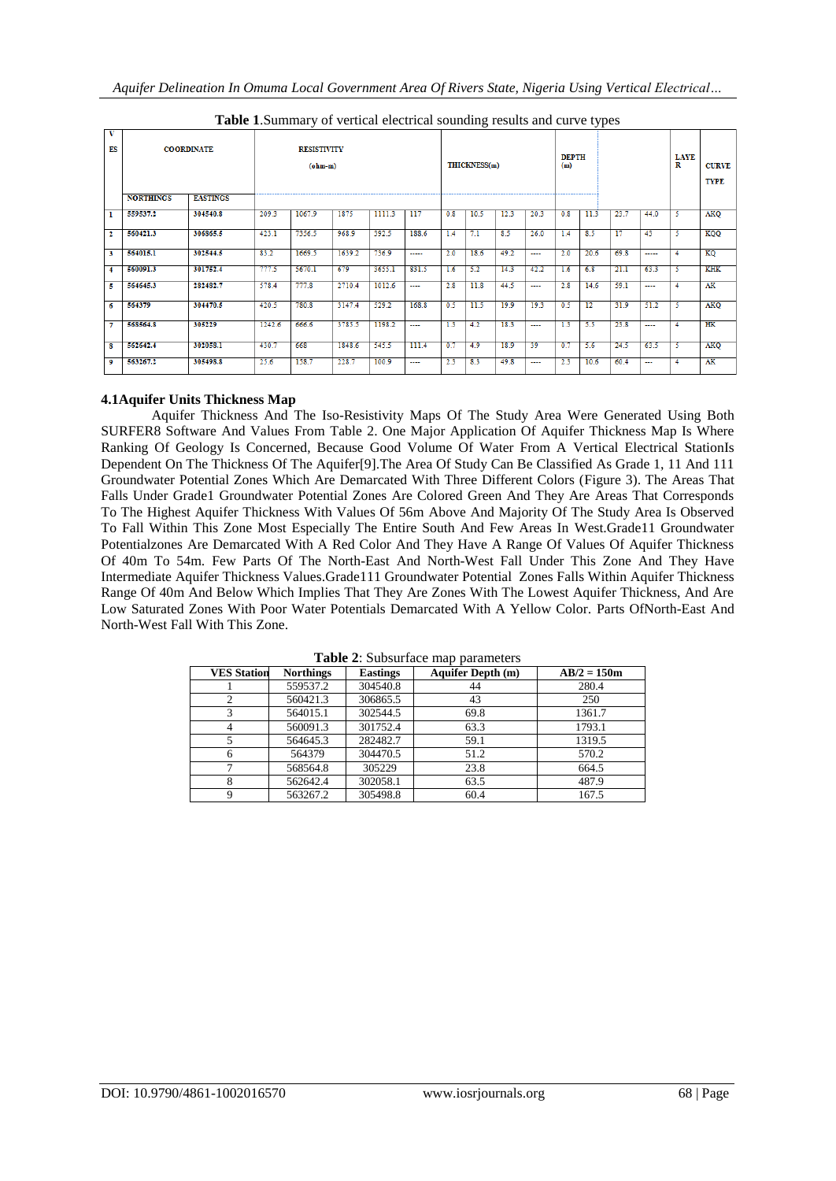**Table 1**.Summary of vertical electrical sounding results and curve types

| VES | COORDINATE | | RESISTIVITY (ohm-m) | | | | | THICKNESS(m) | | | | DEPTH (m) | | | | LAYER | CURVE TYPE |
|---|---|---|---|---|---|---|---|---|---|---|---|---|---|---|---|---|---|
| | NORTHINGS | EASTINGS | | | | | | | | | | | | | | | |
| 1 | 559537.2 | 304540.8 | 209.3 | 1067.9 | 1875 | 1111.3 | 117 | 0.8 | 10.5 | 12.3 | 20.3 | 0.8 | 11.3 | 23.7 | 44.0 | 5 | AKQ |
| 2 | 560421.3 | 306865.5 | 423.1 | 7356.5 | 968.9 | 392.5 | 188.6 | 1.4 | 7.1 | 8.5 | 26.0 | 1.4 | 8.5 | 17 | 43 | 5 | KQQ |
| 3 | 564015.1 | 302544.5 | 83.2 | 1669.5 | 1639.2 | 736.9 | ----- | 2.0 | 18.6 | 49.2 | ---- | 2.0 | 20.6 | 69.8 | ----- | 4 | KQ |
| 4 | 560091.3 | 301752.4 | 777.5 | 5670.1 | 679 | 3655.1 | 831.5 | 1.6 | 5.2 | 14.3 | 42.2 | 1.6 | 6.8 | 21.1 | 63.3 | 5 | KHK |
| 5 | 564645.3 | 282482.7 | 578.4 | 777.8 | 2710.4 | 1012.6 | ---- | 2.8 | 11.8 | 44.5 | ---- | 2.8 | 14.6 | 59.1 | ---- | 4 | AK |
| 6 | 564379 | 304470.5 | 420.5 | 780.8 | 3147.4 | 529.2 | 168.8 | 0.5 | 11.5 | 19.9 | 19.3 | 0.5 | 12 | 31.9 | 51.2 | 5 | AKQ |
| 7 | 568564.8 | 305229 | 1242.6 | 666.6 | 3785.5 | 1198.2 | ---- | 1.3 | 4.2 | 18.3 | ---- | 1.3 | 5.5 | 23.8 | ---- | 4 | HK |
| 8 | 562642.4 | 302058.1 | 430.7 | 668 | 1848.6 | 545.5 | 111.4 | 0.7 | 4.9 | 18.9 | 39 | 0.7 | 5.6 | 24.5 | 63.5 | 5 | AKQ |
| 9 | 563267.2 | 305498.8 | 25.6 | 158.7 | 228.7 | 100.9 | ---- | 2.3 | 8.3 | 49.8 | ---- | 2.3 | 10.6 | 60.4 | --- | 4 | AK |

### 4.1Aquifer Units Thickness Map

Aquifer Thickness And The Iso-Resistivity Maps Of The Study Area Were Generated Using Both SURFER8 Software And Values From Table 2. One Major Application Of Aquifer Thickness Map Is Where Ranking Of Geology Is Concerned, Because Good Volume Of Water From A Vertical Electrical StationIs Dependent On The Thickness Of The Aquifer[9].The Area Of Study Can Be Classified As Grade 1, 11 And 111 Groundwater Potential Zones Which Are Demarcated With Three Different Colors (Figure 3). The Areas That Falls Under Grade1 Groundwater Potential Zones Are Colored Green And They Are Areas That Corresponds To The Highest Aquifer Thickness With Values Of 56m Above And Majority Of The Study Area Is Observed To Fall Within This Zone Most Especially The Entire South And Few Areas In West.Grade11 Groundwater Potentialzones Are Demarcated With A Red Color And They Have A Range Of Values Of Aquifer Thickness Of 40m To 54m. Few Parts Of The North-East And North-West Fall Under This Zone And They Have Intermediate Aquifer Thickness Values.Grade111 Groundwater Potential Zones Falls Within Aquifer Thickness Range Of 40m And Below Which Implies That They Are Zones With The Lowest Aquifer Thickness, And Are Low Saturated Zones With Poor Water Potentials Demarcated With A Yellow Color. Parts OfNorth-East And North-West Fall With This Zone.

**Table 2**: Subsurface map parameters

| VES Station | Northings | Eastings | Aquifer Depth (m) | AB/2 = 150m |
|---|---|---|---|---|
| 1 | 559537.2 | 304540.8 | 44 | 280.4 |
| 2 | 560421.3 | 306865.5 | 43 | 250 |
| 3 | 564015.1 | 302544.5 | 69.8 | 1361.7 |
| 4 | 560091.3 | 301752.4 | 63.3 | 1793.1 |
| 5 | 564645.3 | 282482.7 | 59.1 | 1319.5 |
| 6 | 564379 | 304470.5 | 51.2 | 570.2 |
| 7 | 568564.8 | 305229 | 23.8 | 664.5 |
| 8 | 562642.4 | 302058.1 | 63.5 | 487.9 |
| 9 | 563267.2 | 305498.8 | 60.4 | 167.5 |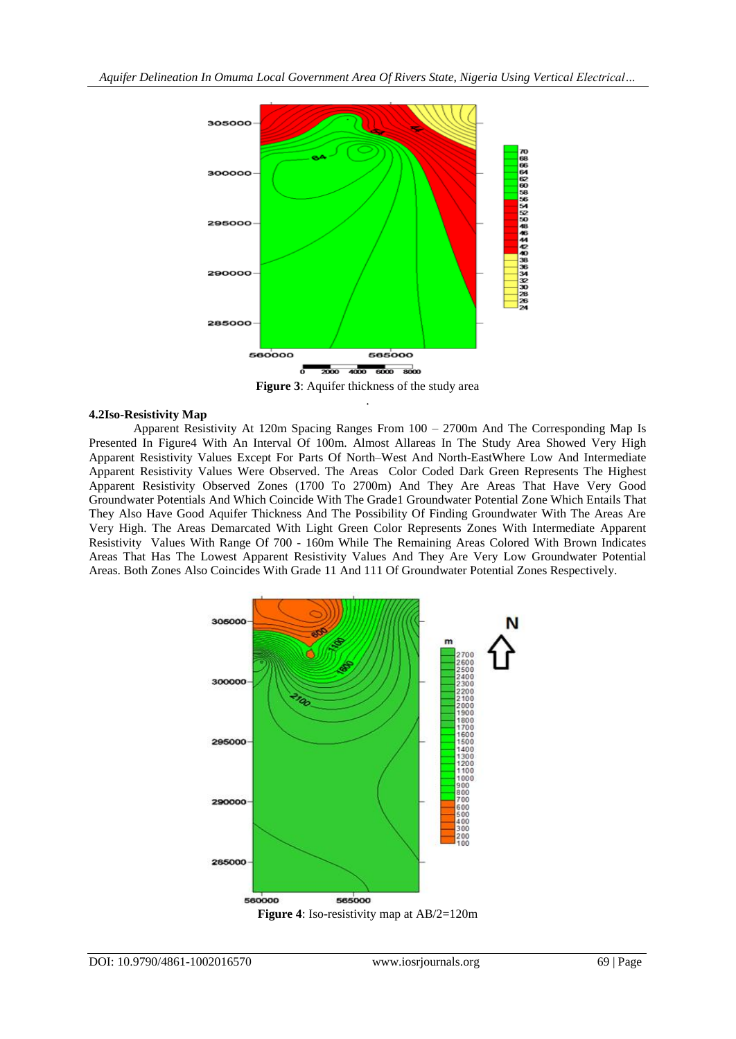**Figure 3**: Aquifer thickness of the study area

### 4.2Iso-Resistivity Map

Apparent Resistivity At 120m Spacing Ranges From 100 – 2700m And The Corresponding Map Is Presented In Figure4 With An Interval Of 100m. Almost Allareas In The Study Area Showed Very High Apparent Resistivity Values Except For Parts Of North–West And North-EastWhere Low And Intermediate Apparent Resistivity Values Were Observed. The Areas Color Coded Dark Green Represents The Highest Apparent Resistivity Observed Zones (1700 To 2700m) And They Are Areas That Have Very Good Groundwater Potentials And Which Coincide With The Grade1 Groundwater Potential Zone Which Entails That They Also Have Good Aquifer Thickness And The Possibility Of Finding Groundwater With The Areas Are Very High. The Areas Demarcated With Light Green Color Represents Zones With Intermediate Apparent Resistivity Values With Range Of 700 - 160m While The Remaining Areas Colored With Brown Indicates Areas That Has The Lowest Apparent Resistivity Values And They Are Very Low Groundwater Potential Areas. Both Zones Also Coincides With Grade 11 And 111 Of Groundwater Potential Zones Respectively.

**Figure 4**: Iso-resistivity map at AB/2=120m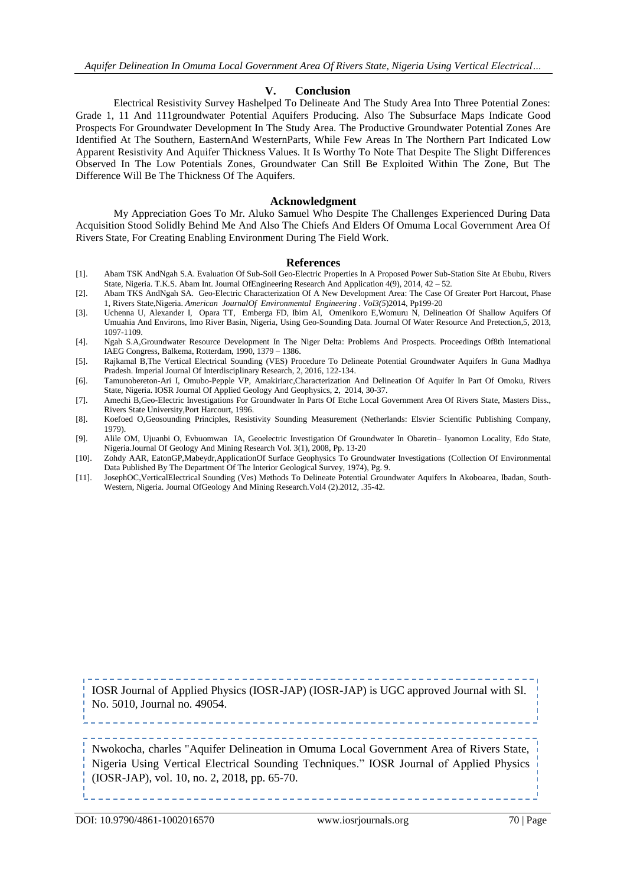## V. Conclusion

Electrical Resistivity Survey Hashelped To Delineate And The Study Area Into Three Potential Zones: Grade 1, 11 And 111groundwater Potential Aquifers Producing. Also The Subsurface Maps Indicate Good Prospects For Groundwater Development In The Study Area. The Productive Groundwater Potential Zones Are Identified At The Southern, EasternAnd WesternParts, While Few Areas In The Northern Part Indicated Low Apparent Resistivity And Aquifer Thickness Values. It Is Worthy To Note That Despite The Slight Differences Observed In The Low Potentials Zones, Groundwater Can Still Be Exploited Within The Zone, But The Difference Will Be The Thickness Of The Aquifers.

## Acknowledgment

My Appreciation Goes To Mr. Aluko Samuel Who Despite The Challenges Experienced During Data Acquisition Stood Solidly Behind Me And Also The Chiefs And Elders Of Omuma Local Government Area Of Rivers State, For Creating Enabling Environment During The Field Work.

## References

[1]. Abam TSK AndNgah S.A. Evaluation Of Sub-Soil Geo-Electric Properties In A Proposed Power Sub-Station Site At Ebubu, Rivers State, Nigeria. T.K.S. Abam Int. Journal OfEngineering Research And Application 4(9), 2014, 42 – 52.

[2]. Abam TKS AndNgah SA. Geo-Electric Characterization Of A New Development Area: The Case Of Greater Port Harcout, Phase 1, Rivers State,Nigeria. *American JournalOf Environmental Engineering . Vol3(5)*2014, Pp199-20

[3]. Uchenna U, Alexander I, Opara TT, Emberga FD, Ibim AI, Omenikoro E,Womuru N, Delineation Of Shallow Aquifers Of Umuahia And Environs, Imo River Basin, Nigeria, Using Geo-Sounding Data. Journal Of Water Resource And Pretection,5, 2013, 1097-1109.

[4]. Ngah S.A,Groundwater Resource Development In The Niger Delta: Problems And Prospects. Proceedings Of8th International IAEG Congress, Balkema, Rotterdam, 1990, 1379 – 1386.

[5]. Rajkamal B,The Vertical Electrical Sounding (VES) Procedure To Delineate Potential Groundwater Aquifers In Guna Madhya Pradesh. Imperial Journal Of Interdisciplinary Research, 2, 2016, 122-134.

[6]. Tamunobereton-Ari I, Omubo-Pepple VP, Amakiriarc,Characterization And Delineation Of Aquifer In Part Of Omoku, Rivers State, Nigeria. IOSR Journal Of Applied Geology And Geophysics, 2, 2014, 30-37.

[7]. Amechi B,Geo-Electric Investigations For Groundwater In Parts Of Etche Local Government Area Of Rivers State, Masters Diss., Rivers State University,Port Harcourt, 1996.

[8]. Koefoed O,Geosounding Principles, Resistivity Sounding Measurement (Netherlands: Elsvier Scientific Publishing Company, 1979).

[9]. Alile OM, Ujuanbi O, Evbuomwan IA, Geoelectric Investigation Of Groundwater In Obaretin– Iyanomon Locality, Edo State, Nigeria.Journal Of Geology And Mining Research Vol. 3(1), 2008, Pp. 13-20

[10]. Zohdy AAR, EatonGP,Mabeydr,ApplicationOf Surface Geophysics To Groundwater Investigations (Collection Of Environmental Data Published By The Department Of The Interior Geological Survey, 1974), Pg. 9.

[11]. JosephOC,VerticalElectrical Sounding (Ves) Methods To Delineate Potential Groundwater Aquifers In Akoboarea, Ibadan, South-Western, Nigeria. Journal OfGeology And Mining Research.Vol4 (2).2012, .35-42.

IOSR Journal of Applied Physics (IOSR-JAP) (IOSR-JAP) is UGC approved Journal with Sl. No. 5010, Journal no. 49054.

Nwokocha, charles "Aquifer Delineation in Omuma Local Government Area of Rivers State, Nigeria Using Vertical Electrical Sounding Techniques." IOSR Journal of Applied Physics (IOSR-JAP), vol. 10, no. 2, 2018, pp. 65-70.